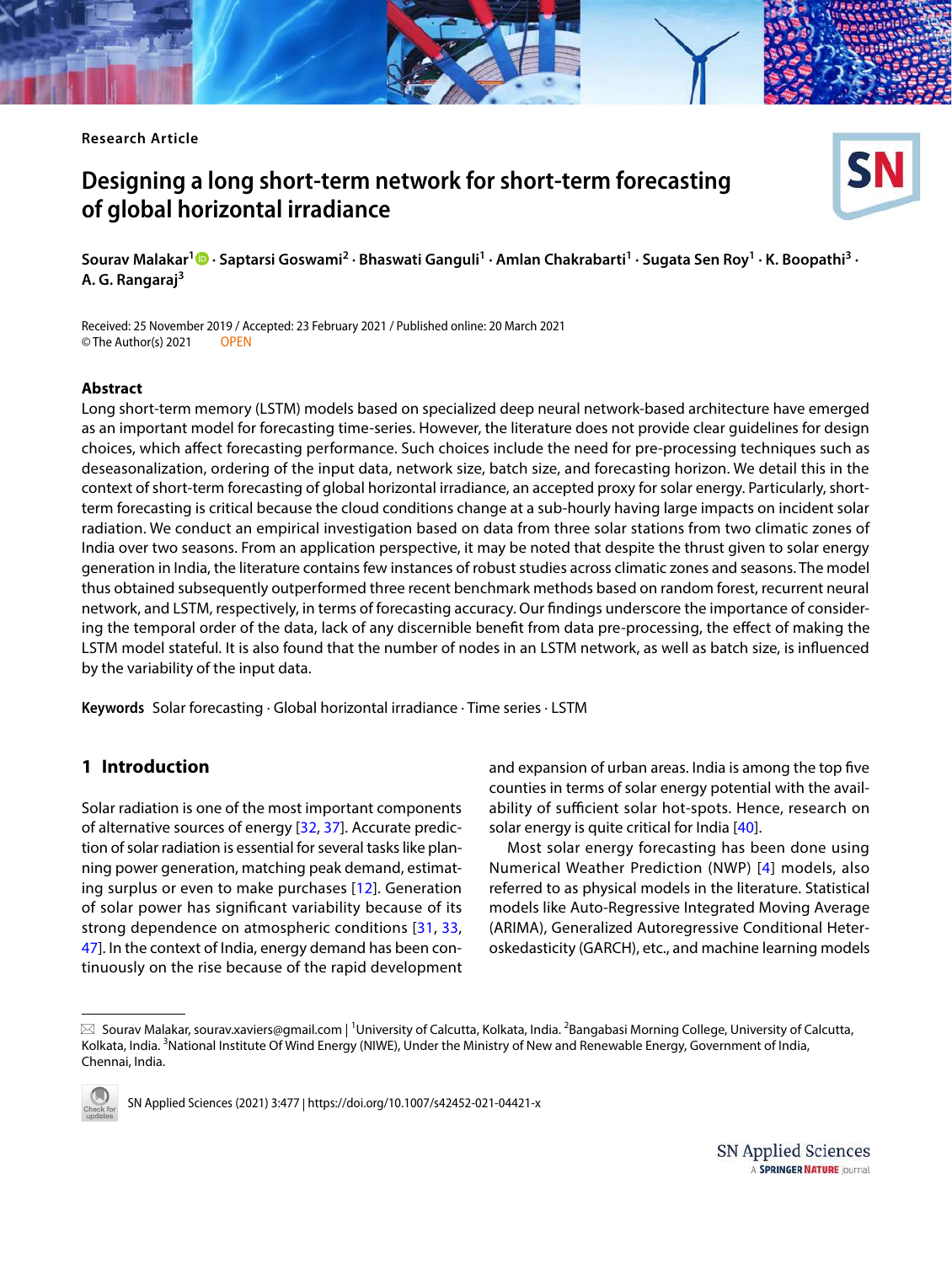Research Article

# Designing a long short-term network for short-term forecasting of global horizontal irradiance

**Sourav Malakar[1] · Saptarsi Goswami[2] · Bhaswati Ganguli[1] · Amlan Chakrabarti[1] · Sugata Sen Roy[1] · K. Boopathi[3] · A. G. Rangaraj[3]**

Received: 25 November 2019 / Accepted: 23 February 2021 / Published online: 20 March 2021
© The Author(s) 2021 OPEN

## Abstract

Long short-term memory (LSTM) models based on specialized deep neural network-based architecture have emerged as an important model for forecasting time-series. However, the literature does not provide clear guidelines for design choices, which affect forecasting performance. Such choices include the need for pre-processing techniques such as deseasonalization, ordering of the input data, network size, batch size, and forecasting horizon. We detail this in the context of short-term forecasting of global horizontal irradiance, an accepted proxy for solar energy. Particularly, short-term forecasting is critical because the cloud conditions change at a sub-hourly having large impacts on incident solar radiation. We conduct an empirical investigation based on data from three solar stations from two climatic zones of India over two seasons. From an application perspective, it may be noted that despite the thrust given to solar energy generation in India, the literature contains few instances of robust studies across climatic zones and seasons. The model thus obtained subsequently outperformed three recent benchmark methods based on random forest, recurrent neural network, and LSTM, respectively, in terms of forecasting accuracy. Our findings underscore the importance of considering the temporal order of the data, lack of any discernible benefit from data pre-processing, the effect of making the LSTM model stateful. It is also found that the number of nodes in an LSTM network, as well as batch size, is influenced by the variability of the input data.

**Keywords** Solar forecasting · Global horizontal irradiance · Time series · LSTM

## 1 Introduction

Solar radiation is one of the most important components of alternative sources of energy [32, 37]. Accurate prediction of solar radiation is essential for several tasks like planning power generation, matching peak demand, estimating surplus or even to make purchases [12]. Generation of solar power has significant variability because of its strong dependence on atmospheric conditions [31, 33, 47]. In the context of India, energy demand has been continuously on the rise because of the rapid development and expansion of urban areas. India is among the top five counties in terms of solar energy potential with the availability of sufficient solar hot-spots. Hence, research on solar energy is quite critical for India [40].

Most solar energy forecasting has been done using Numerical Weather Prediction (NWP) [4] models, also referred to as physical models in the literature. Statistical models like Auto-Regressive Integrated Moving Average (ARIMA), Generalized Autoregressive Conditional Heteroskedasticity (GARCH), etc., and machine learning models

---

✉ Sourav Malakar, sourav.xaviers@gmail.com | [1]University of Calcutta, Kolkata, India. [2]Bangabasi Morning College, University of Calcutta, Kolkata, India. [3]National Institute Of Wind Energy (NIWE), Under the Ministry of New and Renewable Energy, Government of India, Chennai, India.

SN Applied Sciences (2021) 3:477 | https://doi.org/10.1007/s42452-021-04421-x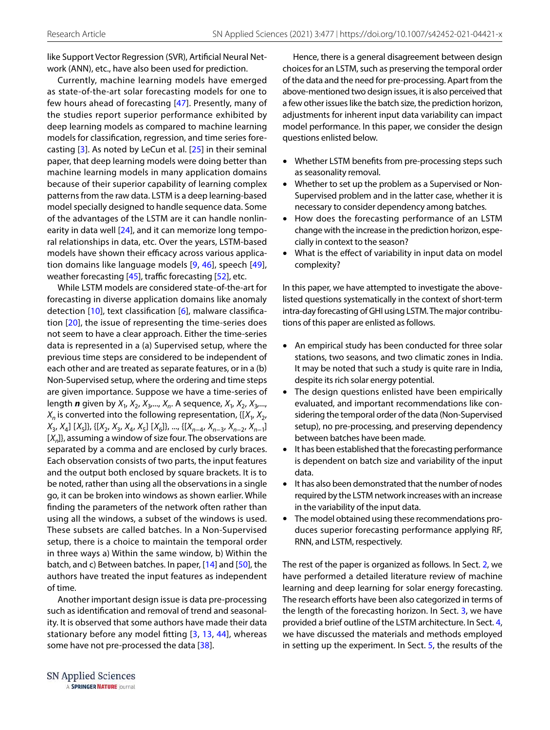like Support Vector Regression (SVR), Artificial Neural Network (ANN), etc., have also been used for prediction.

Currently, machine learning models have emerged as state-of-the-art solar forecasting models for one to few hours ahead of forecasting [47]. Presently, many of the studies report superior performance exhibited by deep learning models as compared to machine learning models for classification, regression, and time series forecasting [3]. As noted by LeCun et al. [25] in their seminal paper, that deep learning models were doing better than machine learning models in many application domains because of their superior capability of learning complex patterns from the raw data. LSTM is a deep learning-based model specially designed to handle sequence data. Some of the advantages of the LSTM are it can handle nonlinearity in data well [24], and it can memorize long temporal relationships in data, etc. Over the years, LSTM-based models have shown their efficacy across various application domains like language models [9, 46], speech [49], weather forecasting [45], traffic forecasting [52], etc.

While LSTM models are considered state-of-the-art for forecasting in diverse application domains like anomaly detection [10], text classification [6], malware classification [20], the issue of representing the time-series does not seem to have a clear approach. Either the time-series data is represented in a (a) Supervised setup, where the previous time steps are considered to be independent of each other and are treated as separate features, or in a (b) Non-Supervised setup, where the ordering and time steps are given importance. Suppose we have a time-series of length $\boldsymbol{n}$ given by $X_1, X_2, X_3, \ldots, X_n$. A sequence, $X_1, X_2, X_3, \ldots, X_n$ is converted into the following representation, {[$X_1, X_2, X_3, X_4$] [$X_5$]}, {[$X_2, X_3, X_4, X_5$] [$X_6$]}, ..., {[$X_{n-4}, X_{n-3}, X_{n-2}, X_{n-1}$] [$X_n$]}, assuming a window of size four. The observations are separated by a comma and are enclosed by curly braces. Each observation consists of two parts, the input features and the output both enclosed by square brackets. It is to be noted, rather than using all the observations in a single go, it can be broken into windows as shown earlier. While finding the parameters of the network often rather than using all the windows, a subset of the windows is used. These subsets are called batches. In a Non-Supervised setup, there is a choice to maintain the temporal order in three ways a) Within the same window, b) Within the batch, and c) Between batches. In paper, [14] and [50], the authors have treated the input features as independent of time.

Another important design issue is data pre-processing such as identification and removal of trend and seasonality. It is observed that some authors have made their data stationary before any model fitting [3, 13, 44], whereas some have not pre-processed the data [38].

Hence, there is a general disagreement between design choices for an LSTM, such as preserving the temporal order of the data and the need for pre-processing. Apart from the above-mentioned two design issues, it is also perceived that a few other issues like the batch size, the prediction horizon, adjustments for inherent input data variability can impact model performance. In this paper, we consider the design questions enlisted below.

- Whether LSTM benefits from pre-processing steps such as seasonality removal.
- Whether to set up the problem as a Supervised or Non-Supervised problem and in the latter case, whether it is necessary to consider dependency among batches.
- How does the forecasting performance of an LSTM change with the increase in the prediction horizon, especially in context to the season?
- What is the effect of variability in input data on model complexity?

In this paper, we have attempted to investigate the above-listed questions systematically in the context of short-term intra-day forecasting of GHI using LSTM. The major contributions of this paper are enlisted as follows.

- An empirical study has been conducted for three solar stations, two seasons, and two climatic zones in India. It may be noted that such a study is quite rare in India, despite its rich solar energy potential.
- The design questions enlisted have been empirically evaluated, and important recommendations like considering the temporal order of the data (Non-Supervised setup), no pre-processing, and preserving dependency between batches have been made.
- It has been established that the forecasting performance is dependent on batch size and variability of the input data.
- It has also been demonstrated that the number of nodes required by the LSTM network increases with an increase in the variability of the input data.
- The model obtained using these recommendations produces superior forecasting performance applying RF, RNN, and LSTM, respectively.

The rest of the paper is organized as follows. In Sect. 2, we have performed a detailed literature review of machine learning and deep learning for solar energy forecasting. The research efforts have been also categorized in terms of the length of the forecasting horizon. In Sect. 3, we have provided a brief outline of the LSTM architecture. In Sect. 4, we have discussed the materials and methods employed in setting up the experiment. In Sect. 5, the results of the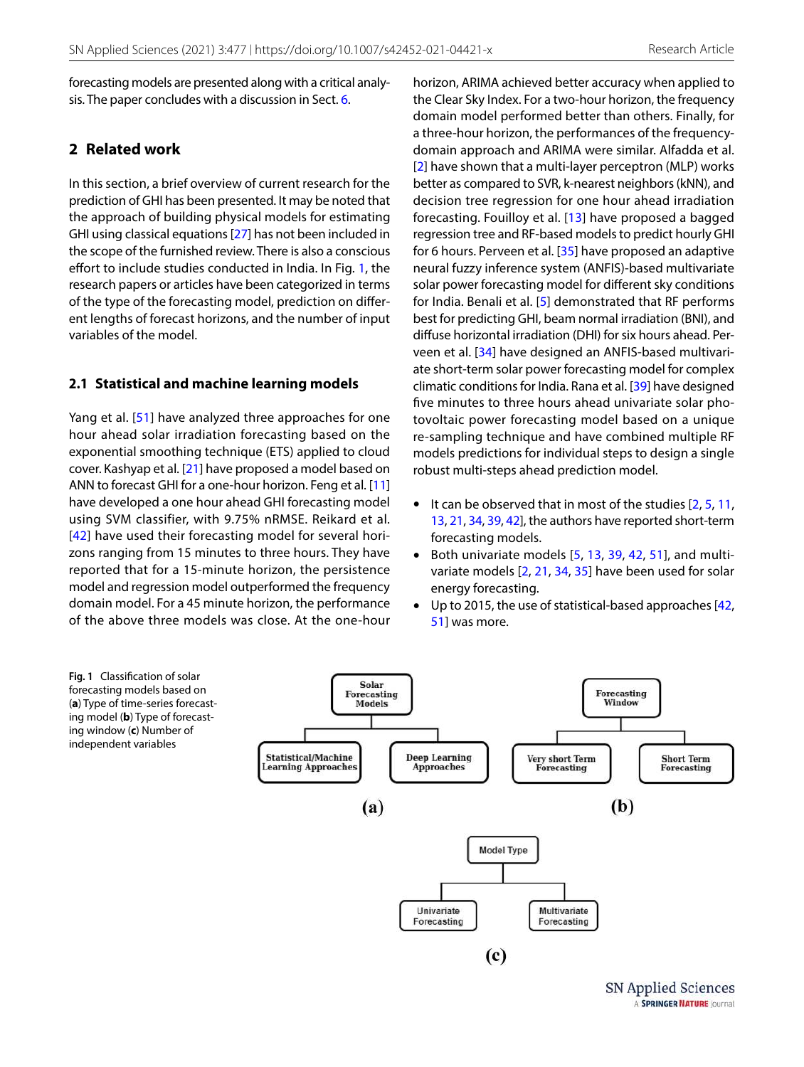forecasting models are presented along with a critical analysis. The paper concludes with a discussion in Sect. 6.

## 2 Related work

In this section, a brief overview of current research for the prediction of GHI has been presented. It may be noted that the approach of building physical models for estimating GHI using classical equations [27] has not been included in the scope of the furnished review. There is also a conscious effort to include studies conducted in India. In Fig. 1, the research papers or articles have been categorized in terms of the type of the forecasting model, prediction on different lengths of forecast horizons, and the number of input variables of the model.

### 2.1 Statistical and machine learning models

Yang et al. [51] have analyzed three approaches for one hour ahead solar irradiation forecasting based on the exponential smoothing technique (ETS) applied to cloud cover. Kashyap et al. [21] have proposed a model based on ANN to forecast GHI for a one-hour horizon. Feng et al. [11] have developed a one hour ahead GHI forecasting model using SVM classifier, with 9.75% nRMSE. Reikard et al. [42] have used their forecasting model for several horizons ranging from 15 minutes to three hours. They have reported that for a 15-minute horizon, the persistence model and regression model outperformed the frequency domain model. For a 45 minute horizon, the performance of the above three models was close. At the one-hour horizon, ARIMA achieved better accuracy when applied to the Clear Sky Index. For a two-hour horizon, the frequency domain model performed better than others. Finally, for a three-hour horizon, the performances of the frequency-domain approach and ARIMA were similar. Alfadda et al. [2] have shown that a multi-layer perceptron (MLP) works better as compared to SVR, k-nearest neighbors (kNN), and decision tree regression for one hour ahead irradiation forecasting. Fouilloy et al. [13] have proposed a bagged regression tree and RF-based models to predict hourly GHI for 6 hours. Perveen et al. [35] have proposed an adaptive neural fuzzy inference system (ANFIS)-based multivariate solar power forecasting model for different sky conditions for India. Benali et al. [5] demonstrated that RF performs best for predicting GHI, beam normal irradiation (BNI), and diffuse horizontal irradiation (DHI) for six hours ahead. Perveen et al. [34] have designed an ANFIS-based multivariate short-term solar power forecasting model for complex climatic conditions for India. Rana et al. [39] have designed five minutes to three hours ahead univariate solar photovoltaic power forecasting model based on a unique re-sampling technique and have combined multiple RF models predictions for individual steps to design a single robust multi-steps ahead prediction model.

- It can be observed that in most of the studies [2, 5, 11, 13, 21, 34, 39, 42], the authors have reported short-term forecasting models.
- Both univariate models [5, 13, 39, 42, 51], and multivariate models [2, 21, 34, 35] have been used for solar energy forecasting.
- Up to 2015, the use of statistical-based approaches [42, 51] was more.

Fig. 1 Classification of solar forecasting models based on (a) Type of time-series forecasting model (b) Type of forecasting window (c) Number of independent variables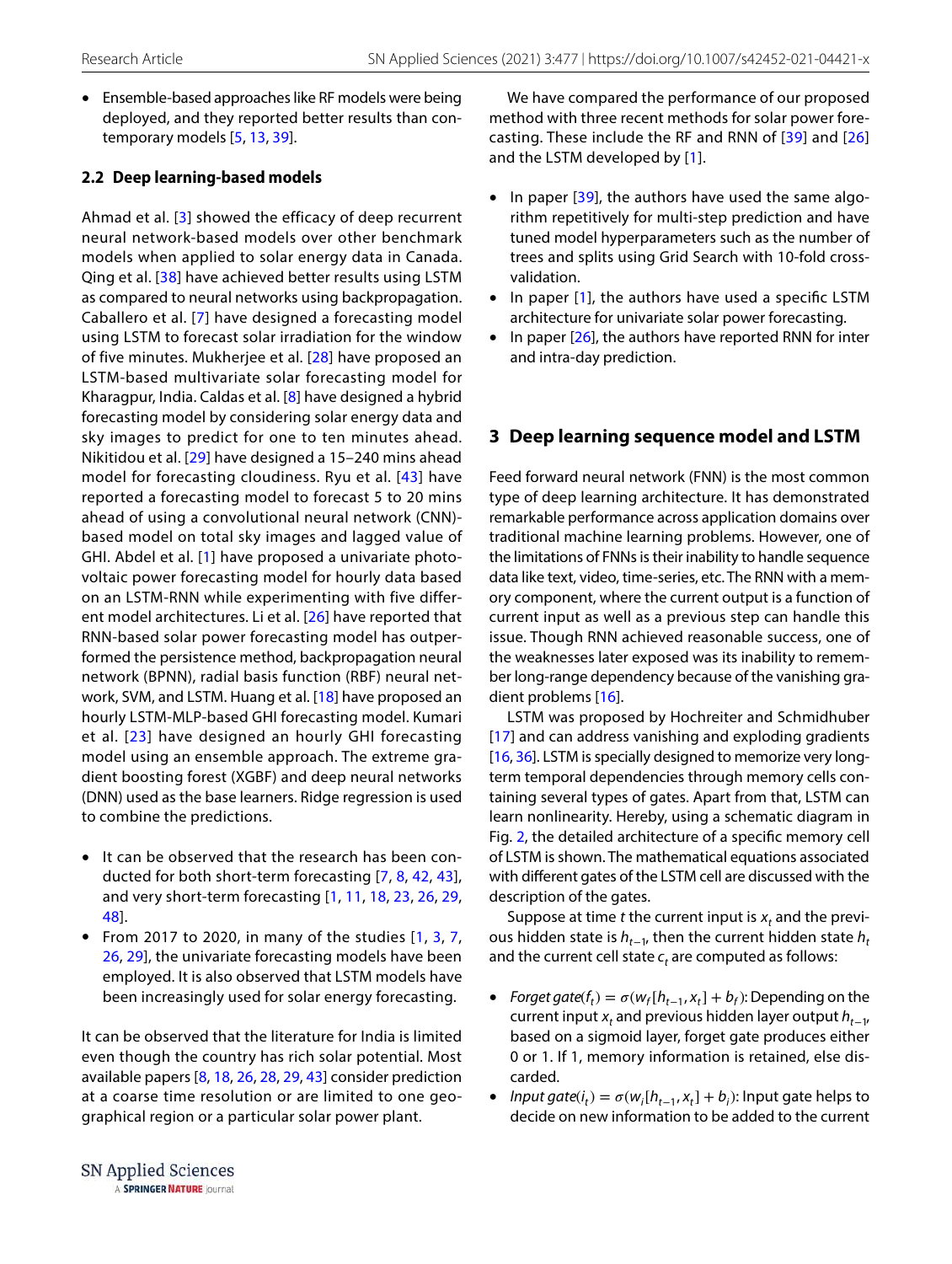- Ensemble-based approaches like RF models were being deployed, and they reported better results than contemporary models [5, 13, 39].

### 2.2 Deep learning-based models

Ahmad et al. [3] showed the efficacy of deep recurrent neural network-based models over other benchmark models when applied to solar energy data in Canada. Qing et al. [38] have achieved better results using LSTM as compared to neural networks using backpropagation. Caballero et al. [7] have designed a forecasting model using LSTM to forecast solar irradiation for the window of five minutes. Mukherjee et al. [28] have proposed an LSTM-based multivariate solar forecasting model for Kharagpur, India. Caldas et al. [8] have designed a hybrid forecasting model by considering solar energy data and sky images to predict for one to ten minutes ahead. Nikitidou et al. [29] have designed a 15–240 mins ahead model for forecasting cloudiness. Ryu et al. [43] have reported a forecasting model to forecast 5 to 20 mins ahead of using a convolutional neural network (CNN)-based model on total sky images and lagged value of GHI. Abdel et al. [1] have proposed a univariate photovoltaic power forecasting model for hourly data based on an LSTM-RNN while experimenting with five different model architectures. Li et al. [26] have reported that RNN-based solar power forecasting model has outperformed the persistence method, backpropagation neural network (BPNN), radial basis function (RBF) neural network, SVM, and LSTM. Huang et al. [18] have proposed an hourly LSTM-MLP-based GHI forecasting model. Kumari et al. [23] have designed an hourly GHI forecasting model using an ensemble approach. The extreme gradient boosting forest (XGBF) and deep neural networks (DNN) used as the base learners. Ridge regression is used to combine the predictions.

- It can be observed that the research has been conducted for both short-term forecasting [7, 8, 42, 43], and very short-term forecasting [1, 11, 18, 23, 26, 29, 48].
- From 2017 to 2020, in many of the studies [1, 3, 7, 26, 29], the univariate forecasting models have been employed. It is also observed that LSTM models have been increasingly used for solar energy forecasting.

It can be observed that the literature for India is limited even though the country has rich solar potential. Most available papers [8, 18, 26, 28, 29, 43] consider prediction at a coarse time resolution or are limited to one geographical region or a particular solar power plant.

We have compared the performance of our proposed method with three recent methods for solar power forecasting. These include the RF and RNN of [39] and [26] and the LSTM developed by [1].

- In paper [39], the authors have used the same algorithm repetitively for multi-step prediction and have tuned model hyperparameters such as the number of trees and splits using Grid Search with 10-fold cross-validation.
- In paper [1], the authors have used a specific LSTM architecture for univariate solar power forecasting.
- In paper [26], the authors have reported RNN for inter and intra-day prediction.

## 3 Deep learning sequence model and LSTM

Feed forward neural network (FNN) is the most common type of deep learning architecture. It has demonstrated remarkable performance across application domains over traditional machine learning problems. However, one of the limitations of FNNs is their inability to handle sequence data like text, video, time-series, etc. The RNN with a memory component, where the current output is a function of current input as well as a previous step can handle this issue. Though RNN achieved reasonable success, one of the weaknesses later exposed was its inability to remember long-range dependency because of the vanishing gradient problems [16].

LSTM was proposed by Hochreiter and Schmidhuber [17] and can address vanishing and exploding gradients [16, 36]. LSTM is specially designed to memorize very long-term temporal dependencies through memory cells containing several types of gates. Apart from that, LSTM can learn nonlinearity. Hereby, using a schematic diagram in Fig. 2, the detailed architecture of a specific memory cell of LSTM is shown. The mathematical equations associated with different gates of the LSTM cell are discussed with the description of the gates.

Suppose at time $t$ the current input is $x_t$ and the previous hidden state is $h_{t-1}$, then the current hidden state $h_t$ and the current cell state $c_t$ are computed as follows:

- *Forget gate*$(f_t) = \sigma(w_f[h_{t-1}, x_t] + b_f)$: Depending on the current input $x_t$ and previous hidden layer output $h_{t-1}$, based on a sigmoid layer, forget gate produces either 0 or 1. If 1, memory information is retained, else discarded.
- *Input gate*$(i_t) = \sigma(w_i[h_{t-1}, x_t] + b_i)$: Input gate helps to decide on new information to be added to the current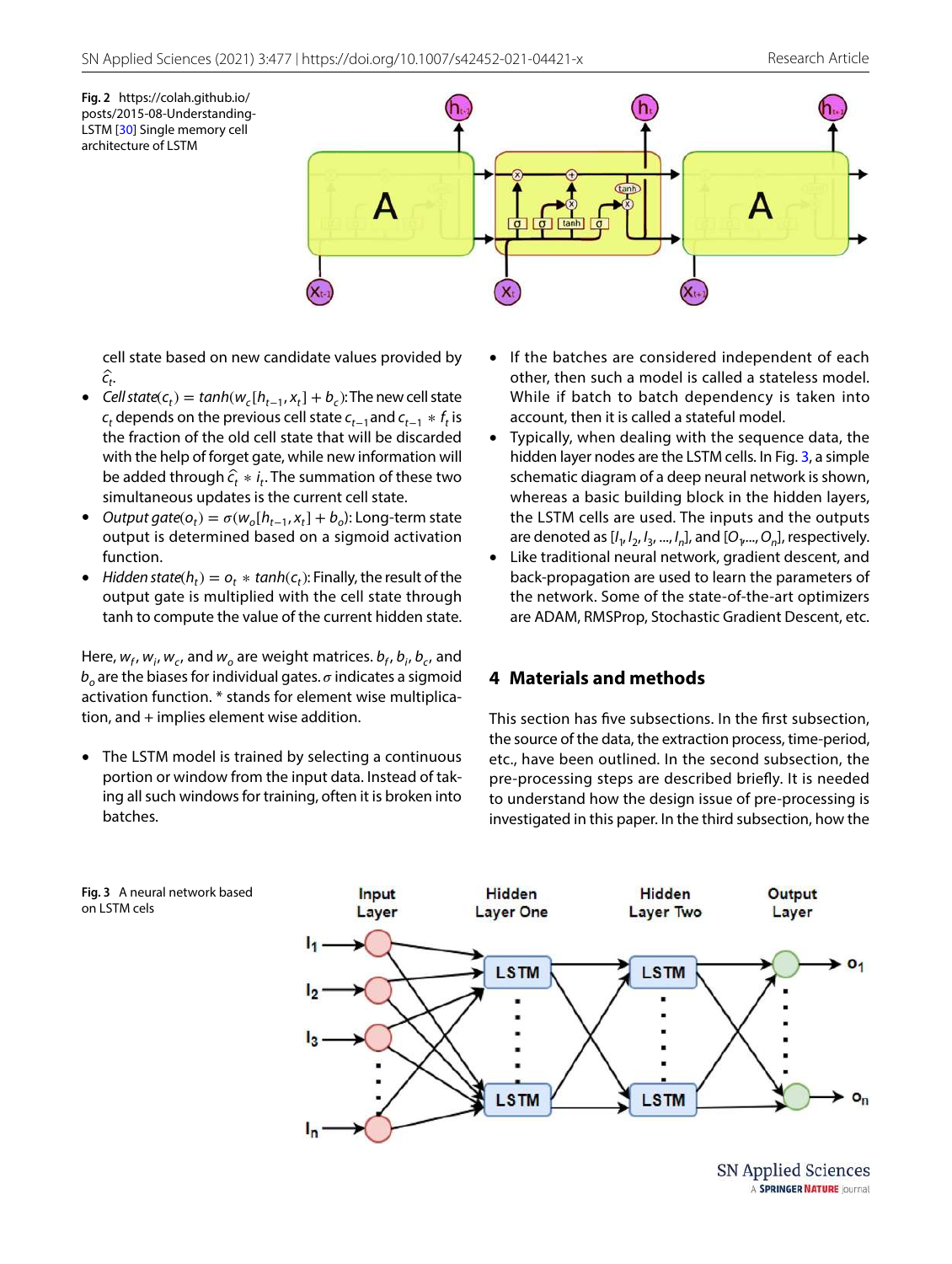Fig. 2 https://colah.github.io/posts/2015-08-Understanding-LSTM [30] Single memory cell architecture of LSTM

cell state based on new candidate values provided by $\hat{c}_t$.

- *Cell state*($c_t$) $= tanh(w_c[h_{t-1}, x_t] + b_c)$: The new cell state $c_t$ depends on the previous cell state $c_{t-1}$ and $c_{t-1} * f_t$ is the fraction of the old cell state that will be discarded with the help of forget gate, while new information will be added through $\hat{c}_t * i_t$. The summation of these two simultaneous updates is the current cell state.
- *Output gate*($o_t$) $= \sigma(w_o[h_{t-1}, x_t] + b_o)$: Long-term state output is determined based on a sigmoid activation function.
- *Hidden state*($h_t$) $= o_t * tanh(c_t)$: Finally, the result of the output gate is multiplied with the cell state through tanh to compute the value of the current hidden state.

Here, $w_f$, $w_i$, $w_c$, and $w_o$ are weight matrices. $b_f$, $b_i$, $b_c$, and $b_o$ are the biases for individual gates. $\sigma$ indicates a sigmoid activation function. * stands for element wise multiplication, and + implies element wise addition.

- The LSTM model is trained by selecting a continuous portion or window from the input data. Instead of taking all such windows for training, often it is broken into batches.
- If the batches are considered independent of each other, then such a model is called a stateless model. While if batch to batch dependency is taken into account, then it is called a stateful model.
- Typically, when dealing with the sequence data, the hidden layer nodes are the LSTM cells. In Fig. 3, a simple schematic diagram of a deep neural network is shown, whereas a basic building block in the hidden layers, the LSTM cells are used. The inputs and the outputs are denoted as $[I_1, I_2, I_3, ..., I_n]$, and $[O_1, ..., O_n]$, respectively.
- Like traditional neural network, gradient descent, and back-propagation are used to learn the parameters of the network. Some of the state-of-the-art optimizers are ADAM, RMSProp, Stochastic Gradient Descent, etc.

## 4 Materials and methods

This section has five subsections. In the first subsection, the source of the data, the extraction process, time-period, etc., have been outlined. In the second subsection, the pre-processing steps are described briefly. It is needed to understand how the design issue of pre-processing is investigated in this paper. In the third subsection, how the

Fig. 3 A neural network based on LSTM cels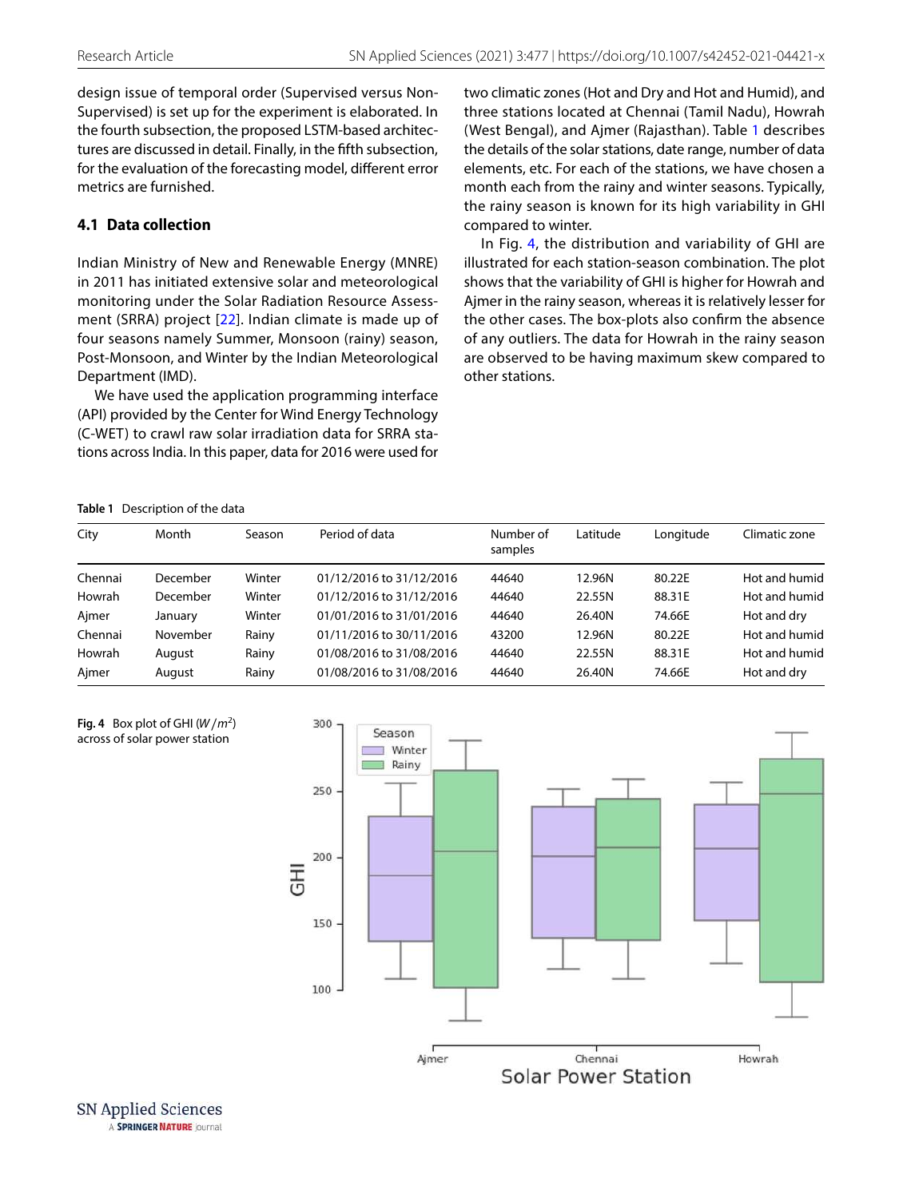design issue of temporal order (Supervised versus Non-Supervised) is set up for the experiment is elaborated. In the fourth subsection, the proposed LSTM-based architectures are discussed in detail. Finally, in the fifth subsection, for the evaluation of the forecasting model, different error metrics are furnished.

### 4.1 Data collection

Indian Ministry of New and Renewable Energy (MNRE) in 2011 has initiated extensive solar and meteorological monitoring under the Solar Radiation Resource Assessment (SRRA) project [22]. Indian climate is made up of four seasons namely Summer, Monsoon (rainy) season, Post-Monsoon, and Winter by the Indian Meteorological Department (IMD).

We have used the application programming interface (API) provided by the Center for Wind Energy Technology (C-WET) to crawl raw solar irradiation data for SRRA stations across India. In this paper, data for 2016 were used for two climatic zones (Hot and Dry and Hot and Humid), and three stations located at Chennai (Tamil Nadu), Howrah (West Bengal), and Ajmer (Rajasthan). Table 1 describes the details of the solar stations, date range, number of data elements, etc. For each of the stations, we have chosen a month each from the rainy and winter seasons. Typically, the rainy season is known for its high variability in GHI compared to winter.

In Fig. 4, the distribution and variability of GHI are illustrated for each station-season combination. The plot shows that the variability of GHI is higher for Howrah and Ajmer in the rainy season, whereas it is relatively lesser for the other cases. The box-plots also confirm the absence of any outliers. The data for Howrah in the rainy season are observed to be having maximum skew compared to other stations.

**Table 1** Description of the data

| City | Month | Season | Period of data | Number of samples | Latitude | Longitude | Climatic zone |
|---|---|---|---|---|---|---|---|
| Chennai | December | Winter | 01/12/2016 to 31/12/2016 | 44640 | 12.96N | 80.22E | Hot and humid |
| Howrah | December | Winter | 01/12/2016 to 31/12/2016 | 44640 | 22.55N | 88.31E | Hot and humid |
| Ajmer | January | Winter | 01/01/2016 to 31/01/2016 | 44640 | 26.40N | 74.66E | Hot and dry |
| Chennai | November | Rainy | 01/11/2016 to 30/11/2016 | 43200 | 12.96N | 80.22E | Hot and humid |
| Howrah | August | Rainy | 01/08/2016 to 31/08/2016 | 44640 | 22.55N | 88.31E | Hot and humid |
| Ajmer | August | Rainy | 01/08/2016 to 31/08/2016 | 44640 | 26.40N | 74.66E | Hot and dry |

**Fig. 4** Box plot of GHI ($W/m^2$) across of solar power station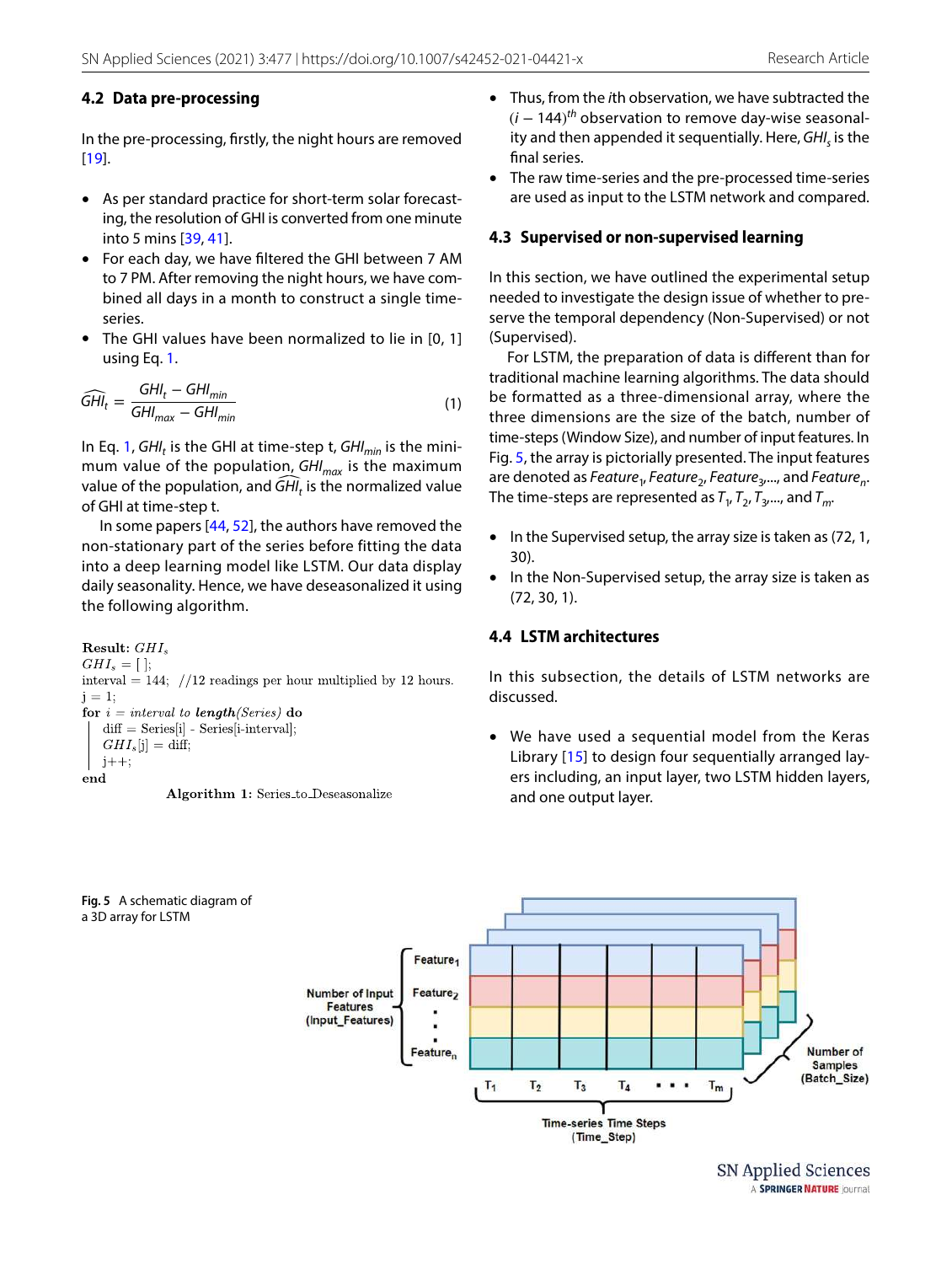### 4.2 Data pre-processing

In the pre-processing, firstly, the night hours are removed [19].

- As per standard practice for short-term solar forecasting, the resolution of GHI is converted from one minute into 5 mins [39, 41].
- For each day, we have filtered the GHI between 7 AM to 7 PM. After removing the night hours, we have combined all days in a month to construct a single time-series.
- The GHI values have been normalized to lie in [0, 1] using Eq. 1.

$$\widehat{GHI}_t = \frac{GHI_t - GHI_{min}}{GHI_{max} - GHI_{min}} \tag{1}$$

In Eq. 1, $GHI_t$ is the GHI at time-step t, $GHI_{min}$ is the minimum value of the population, $GHI_{max}$ is the maximum value of the population, and $\widehat{GHI}_t$ is the normalized value of GHI at time-step t.

In some papers [44, 52], the authors have removed the non-stationary part of the series before fitting the data into a deep learning model like LSTM. Our data display daily seasonality. Hence, we have deseasonalized it using the following algorithm.

```
Result: GHI_s
GHI_s = [ ];
interval = 144;  //12 readings per hour multiplied by 12 hours.
j = 1;
for i = interval to length(Series) do
    diff = Series[i] - Series[i-interval];
    GHI_s[j] = diff;
    j++;
end
```

**Algorithm 1:** Series_to_Deseasonalize

- Thus, from the *i*th observation, we have subtracted the $(i-144)^{th}$ observation to remove day-wise seasonality and then appended it sequentially. Here, $GHI_s$ is the final series.
- The raw time-series and the pre-processed time-series are used as input to the LSTM network and compared.

### 4.3 Supervised or non-supervised learning

In this section, we have outlined the experimental setup needed to investigate the design issue of whether to preserve the temporal dependency (Non-Supervised) or not (Supervised).

For LSTM, the preparation of data is different than for traditional machine learning algorithms. The data should be formatted as a three-dimensional array, where the three dimensions are the size of the batch, number of time-steps (Window Size), and number of input features. In Fig. 5, the array is pictorially presented. The input features are denoted as $Feature_1$, $Feature_2$, $Feature_3$,..., and $Feature_n$. The time-steps are represented as $T_1$, $T_2$, $T_3$,..., and $T_m$.

- In the Supervised setup, the array size is taken as (72, 1, 30).
- In the Non-Supervised setup, the array size is taken as (72, 30, 1).

### 4.4 LSTM architectures

In this subsection, the details of LSTM networks are discussed.

- We have used a sequential model from the Keras Library [15] to design four sequentially arranged layers including, an input layer, two LSTM hidden layers, and one output layer.

**Fig. 5** A schematic diagram of a 3D array for LSTM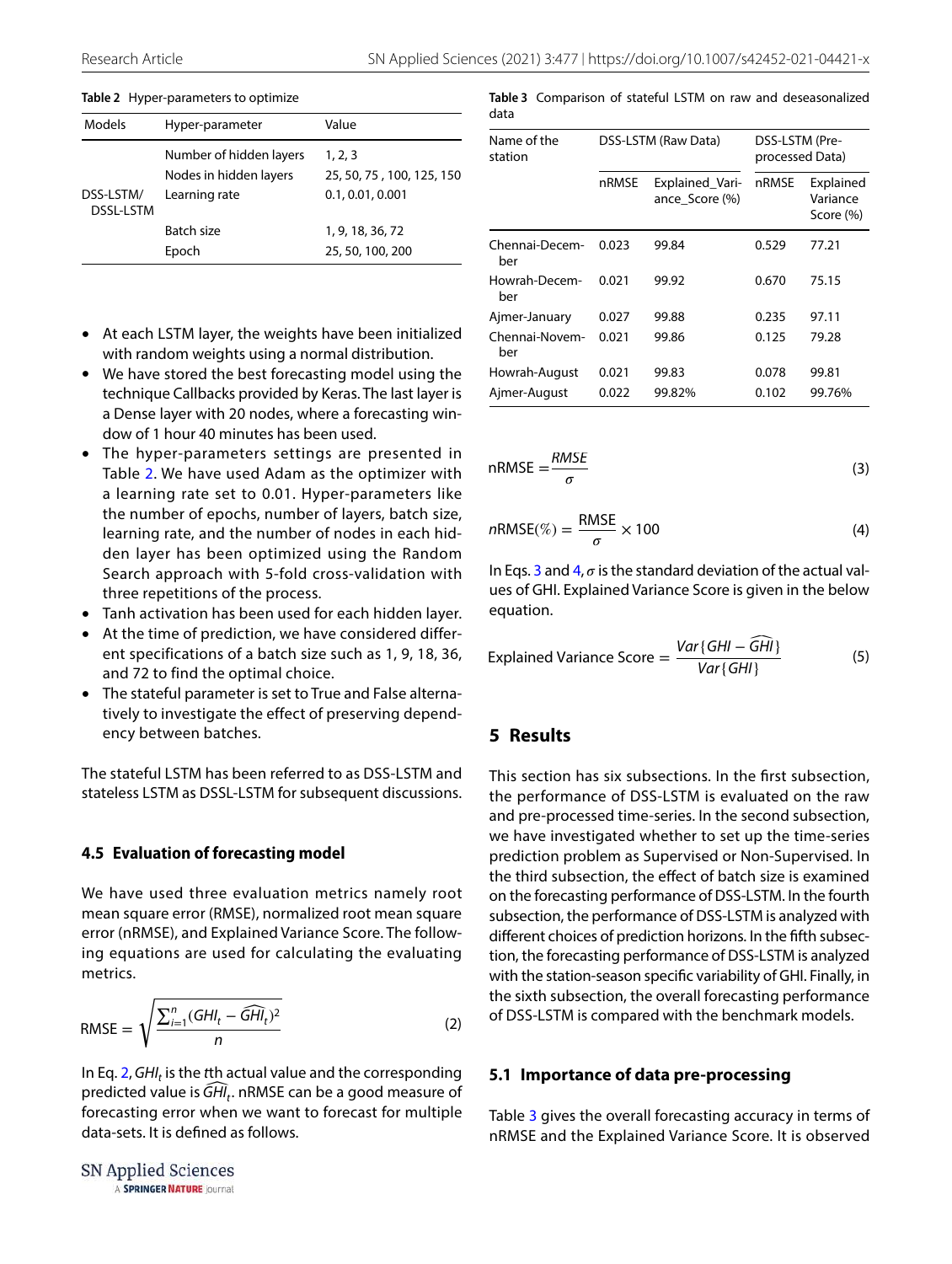**Table 2** Hyper-parameters to optimize

| Models | Hyper-parameter | Value |
|---|---|---|
| DSS-LSTM/ DSSL-LSTM | Number of hidden layers | 1, 2, 3 |
| | Nodes in hidden layers | 25, 50, 75 , 100, 125, 150 |
| | Learning rate | 0.1, 0.01, 0.001 |
| | Batch size | 1, 9, 18, 36, 72 |
| | Epoch | 25, 50, 100, 200 |

- At each LSTM layer, the weights have been initialized with random weights using a normal distribution.
- We have stored the best forecasting model using the technique Callbacks provided by Keras. The last layer is a Dense layer with 20 nodes, where a forecasting window of 1 hour 40 minutes has been used.
- The hyper-parameters settings are presented in Table 2. We have used Adam as the optimizer with a learning rate set to 0.01. Hyper-parameters like the number of epochs, number of layers, batch size, learning rate, and the number of nodes in each hidden layer has been optimized using the Random Search approach with 5-fold cross-validation with three repetitions of the process.
- Tanh activation has been used for each hidden layer.
- At the time of prediction, we have considered different specifications of a batch size such as 1, 9, 18, 36, and 72 to find the optimal choice.
- The stateful parameter is set to True and False alternatively to investigate the effect of preserving dependency between batches.

The stateful LSTM has been referred to as DSS-LSTM and stateless LSTM as DSSL-LSTM for subsequent discussions.

### 4.5 Evaluation of forecasting model

We have used three evaluation metrics namely root mean square error (RMSE), normalized root mean square error (nRMSE), and Explained Variance Score. The following equations are used for calculating the evaluating metrics.

$$\text{RMSE} = \sqrt{\frac{\sum_{i=1}^{n}(GHI_t - \widehat{GHI}_t)^2}{n}} \tag{2}$$

In Eq. 2, $GHI_t$ is the $t$th actual value and the corresponding predicted value is $\widehat{GHI}_t$. nRMSE can be a good measure of forecasting error when we want to forecast for multiple data-sets. It is defined as follows.

**Table 3** Comparison of stateful LSTM on raw and deseasonalized data

| Name of the station | DSS-LSTM (Raw Data) | | DSS-LSTM (Pre-processed Data) | |
|---|---|---|---|---|
| | nRMSE | Explained_Variance_Score (%) | nRMSE | Explained Variance Score (%) |
| Chennai-December | 0.023 | 99.84 | 0.529 | 77.21 |
| Howrah-December | 0.021 | 99.92 | 0.670 | 75.15 |
| Ajmer-January | 0.027 | 99.88 | 0.235 | 97.11 |
| Chennai-November | 0.021 | 99.86 | 0.125 | 79.28 |
| Howrah-August | 0.021 | 99.83 | 0.078 | 99.81 |
| Ajmer-August | 0.022 | 99.82% | 0.102 | 99.76% |

$$\text{nRMSE} = \frac{RMSE}{\sigma} \tag{3}$$

$$n\text{RMSE}(\%) = \frac{\text{RMSE}}{\sigma} \times 100 \tag{4}$$

In Eqs. 3 and 4, $\sigma$ is the standard deviation of the actual values of GHI. Explained Variance Score is given in the below equation.

$$\text{Explained Variance Score} = \frac{Var\{GHI - \widehat{GHI}\}}{Var\{GHI\}} \tag{5}$$

## 5 Results

This section has six subsections. In the first subsection, the performance of DSS-LSTM is evaluated on the raw and pre-processed time-series. In the second subsection, we have investigated whether to set up the time-series prediction problem as Supervised or Non-Supervised. In the third subsection, the effect of batch size is examined on the forecasting performance of DSS-LSTM. In the fourth subsection, the performance of DSS-LSTM is analyzed with different choices of prediction horizons. In the fifth subsection, the forecasting performance of DSS-LSTM is analyzed with the station-season specific variability of GHI. Finally, in the sixth subsection, the overall forecasting performance of DSS-LSTM is compared with the benchmark models.

### 5.1 Importance of data pre-processing

Table 3 gives the overall forecasting accuracy in terms of nRMSE and the Explained Variance Score. It is observed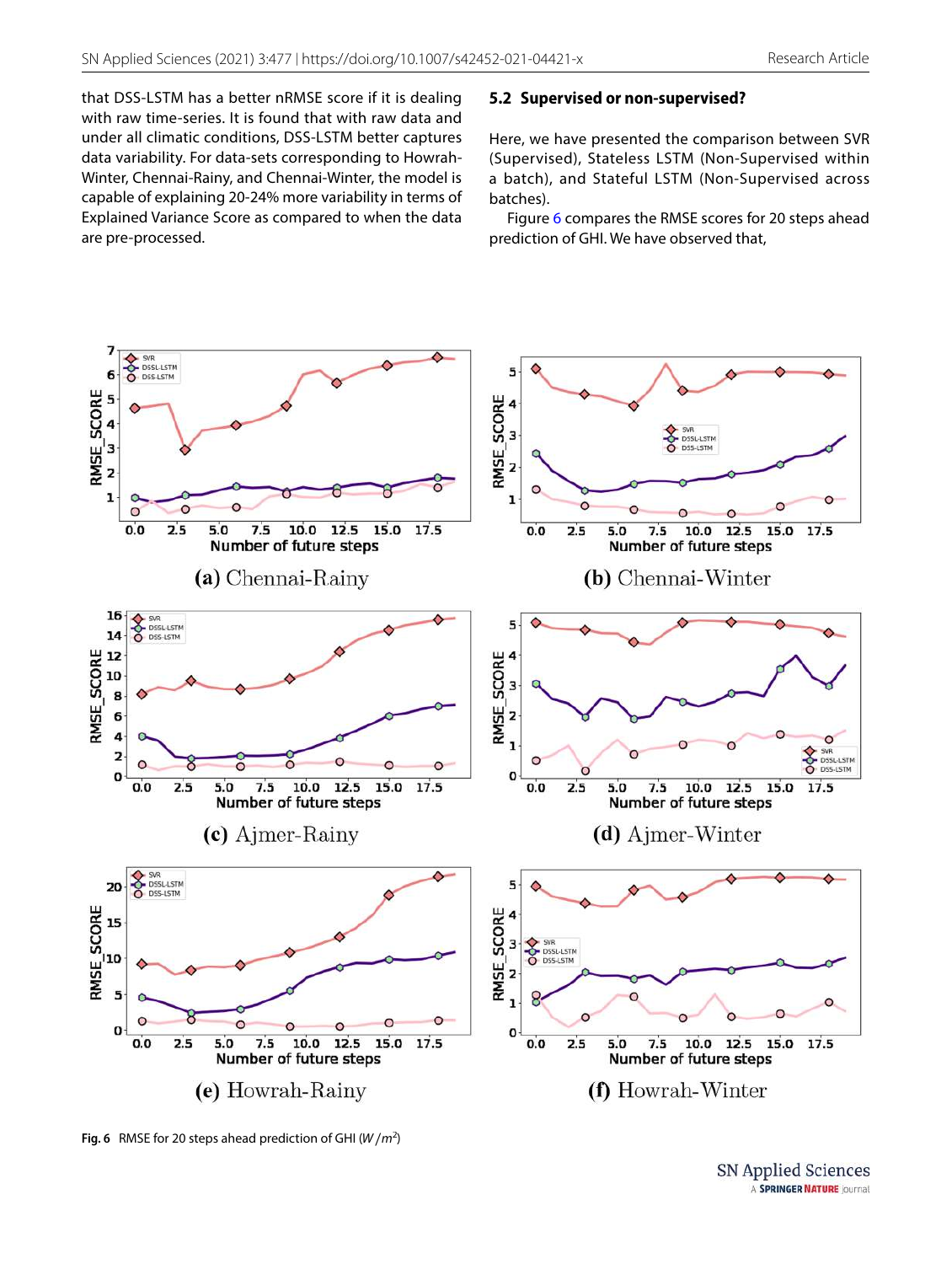that DSS-LSTM has a better nRMSE score if it is dealing with raw time-series. It is found that with raw data and under all climatic conditions, DSS-LSTM better captures data variability. For data-sets corresponding to Howrah-Winter, Chennai-Rainy, and Chennai-Winter, the model is capable of explaining 20-24% more variability in terms of Explained Variance Score as compared to when the data are pre-processed.

### 5.2 Supervised or non-supervised?

Here, we have presented the comparison between SVR (Supervised), Stateless LSTM (Non-Supervised within a batch), and Stateful LSTM (Non-Supervised across batches).

Figure 6 compares the RMSE scores for 20 steps ahead prediction of GHI. We have observed that,

(a) Chennai-Rainy

(b) Chennai-Winter

(c) Ajmer-Rainy

(d) Ajmer-Winter

(e) Howrah-Rainy

(f) Howrah-Winter

**Fig. 6** RMSE for 20 steps ahead prediction of GHI ($W/m^2$)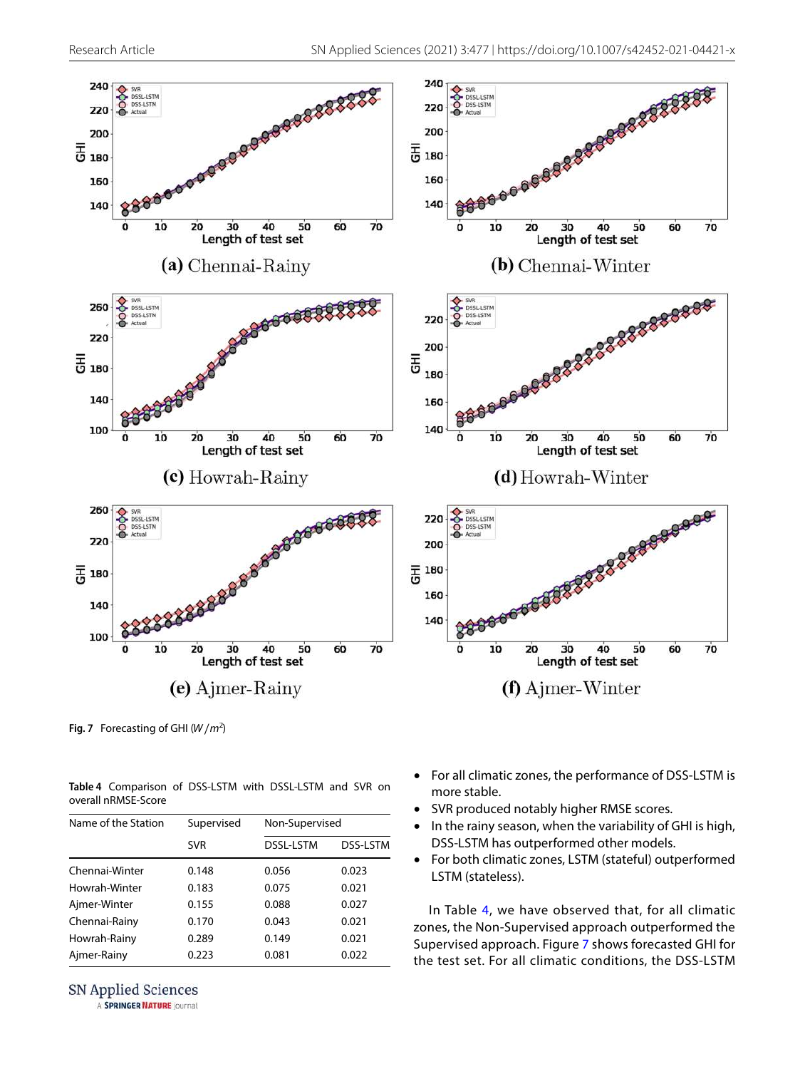(a) Chennai-Rainy

(b) Chennai-Winter

(c) Howrah-Rainy

(d) Howrah-Winter

(e) Ajmer-Rainy

(f) Ajmer-Winter

**Fig. 7** Forecasting of GHI ($W/m^2$)

**Table 4** Comparison of DSS-LSTM with DSSL-LSTM and SVR on overall nRMSE-Score

| Name of the Station | Supervised | Non-Supervised | |
|---|---|---|---|
| | SVR | DSSL-LSTM | DSS-LSTM |
| Chennai-Winter | 0.148 | 0.056 | 0.023 |
| Howrah-Winter | 0.183 | 0.075 | 0.021 |
| Ajmer-Winter | 0.155 | 0.088 | 0.027 |
| Chennai-Rainy | 0.170 | 0.043 | 0.021 |
| Howrah-Rainy | 0.289 | 0.149 | 0.021 |
| Ajmer-Rainy | 0.223 | 0.081 | 0.022 |

- For all climatic zones, the performance of DSS-LSTM is more stable.
- SVR produced notably higher RMSE scores.
- In the rainy season, when the variability of GHI is high, DSS-LSTM has outperformed other models.
- For both climatic zones, LSTM (stateful) outperformed LSTM (stateless).

In Table 4, we have observed that, for all climatic zones, the Non-Supervised approach outperformed the Supervised approach. Figure 7 shows forecasted GHI for the test set. For all climatic conditions, the DSS-LSTM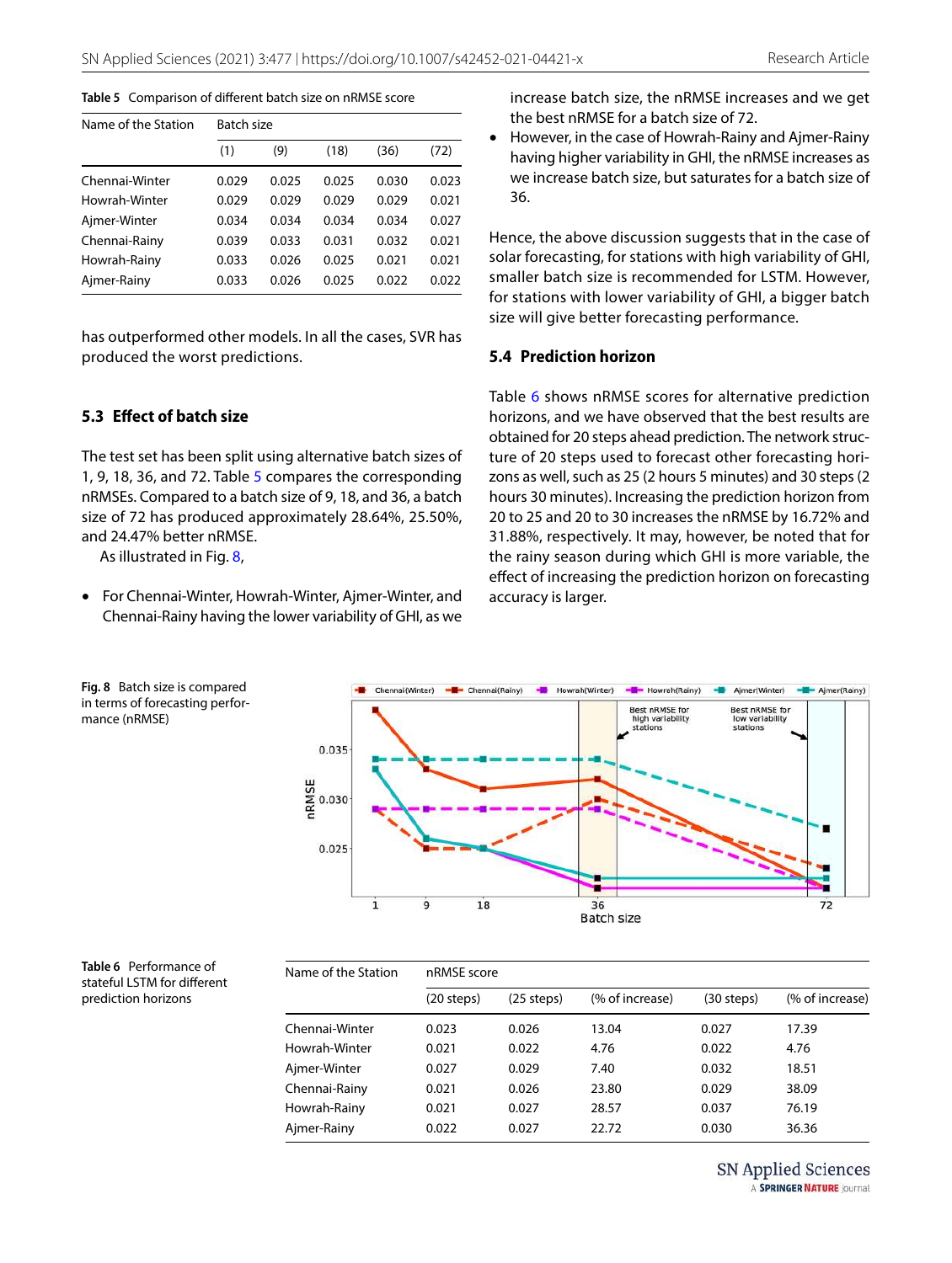**Table 5** Comparison of different batch size on nRMSE score

| Name of the Station | Batch size | | | | |
|---|---|---|---|---|---|
| | (1) | (9) | (18) | (36) | (72) |
| Chennai-Winter | 0.029 | 0.025 | 0.025 | 0.030 | 0.023 |
| Howrah-Winter | 0.029 | 0.029 | 0.029 | 0.029 | 0.021 |
| Ajmer-Winter | 0.034 | 0.034 | 0.034 | 0.034 | 0.027 |
| Chennai-Rainy | 0.039 | 0.033 | 0.031 | 0.032 | 0.021 |
| Howrah-Rainy | 0.033 | 0.026 | 0.025 | 0.021 | 0.021 |
| Ajmer-Rainy | 0.033 | 0.026 | 0.025 | 0.022 | 0.022 |

has outperformed other models. In all the cases, SVR has produced the worst predictions.

### 5.3 Effect of batch size

The test set has been split using alternative batch sizes of 1, 9, 18, 36, and 72. Table 5 compares the corresponding nRMSEs. Compared to a batch size of 9, 18, and 36, a batch size of 72 has produced approximately 28.64%, 25.50%, and 24.47% better nRMSE.

As illustrated in Fig. 8,

- For Chennai-Winter, Howrah-Winter, Ajmer-Winter, and Chennai-Rainy having the lower variability of GHI, as we increase batch size, the nRMSE increases and we get the best nRMSE for a batch size of 72.
- However, in the case of Howrah-Rainy and Ajmer-Rainy having higher variability in GHI, the nRMSE increases as we increase batch size, but saturates for a batch size of 36.

Hence, the above discussion suggests that in the case of solar forecasting, for stations with high variability of GHI, smaller batch size is recommended for LSTM. However, for stations with lower variability of GHI, a bigger batch size will give better forecasting performance.

### 5.4 Prediction horizon

Table 6 shows nRMSE scores for alternative prediction horizons, and we have observed that the best results are obtained for 20 steps ahead prediction. The network structure of 20 steps used to forecast other forecasting horizons as well, such as 25 (2 hours 5 minutes) and 30 steps (2 hours 30 minutes). Increasing the prediction horizon from 20 to 25 and 20 to 30 increases the nRMSE by 16.72% and 31.88%, respectively. It may, however, be noted that for the rainy season during which GHI is more variable, the effect of increasing the prediction horizon on forecasting accuracy is larger.

**Fig. 8** Batch size is compared in terms of forecasting performance (nRMSE)

**Table 6** Performance of stateful LSTM for different prediction horizons

| Name of the Station | nRMSE score | | | | |
|---|---|---|---|---|---|
| | (20 steps) | (25 steps) | (% of increase) | (30 steps) | (% of increase) |
| Chennai-Winter | 0.023 | 0.026 | 13.04 | 0.027 | 17.39 |
| Howrah-Winter | 0.021 | 0.022 | 4.76 | 0.022 | 4.76 |
| Ajmer-Winter | 0.027 | 0.029 | 7.40 | 0.032 | 18.51 |
| Chennai-Rainy | 0.021 | 0.026 | 23.80 | 0.029 | 38.09 |
| Howrah-Rainy | 0.021 | 0.027 | 28.57 | 0.037 | 76.19 |
| Ajmer-Rainy | 0.022 | 0.027 | 22.72 | 0.030 | 36.36 |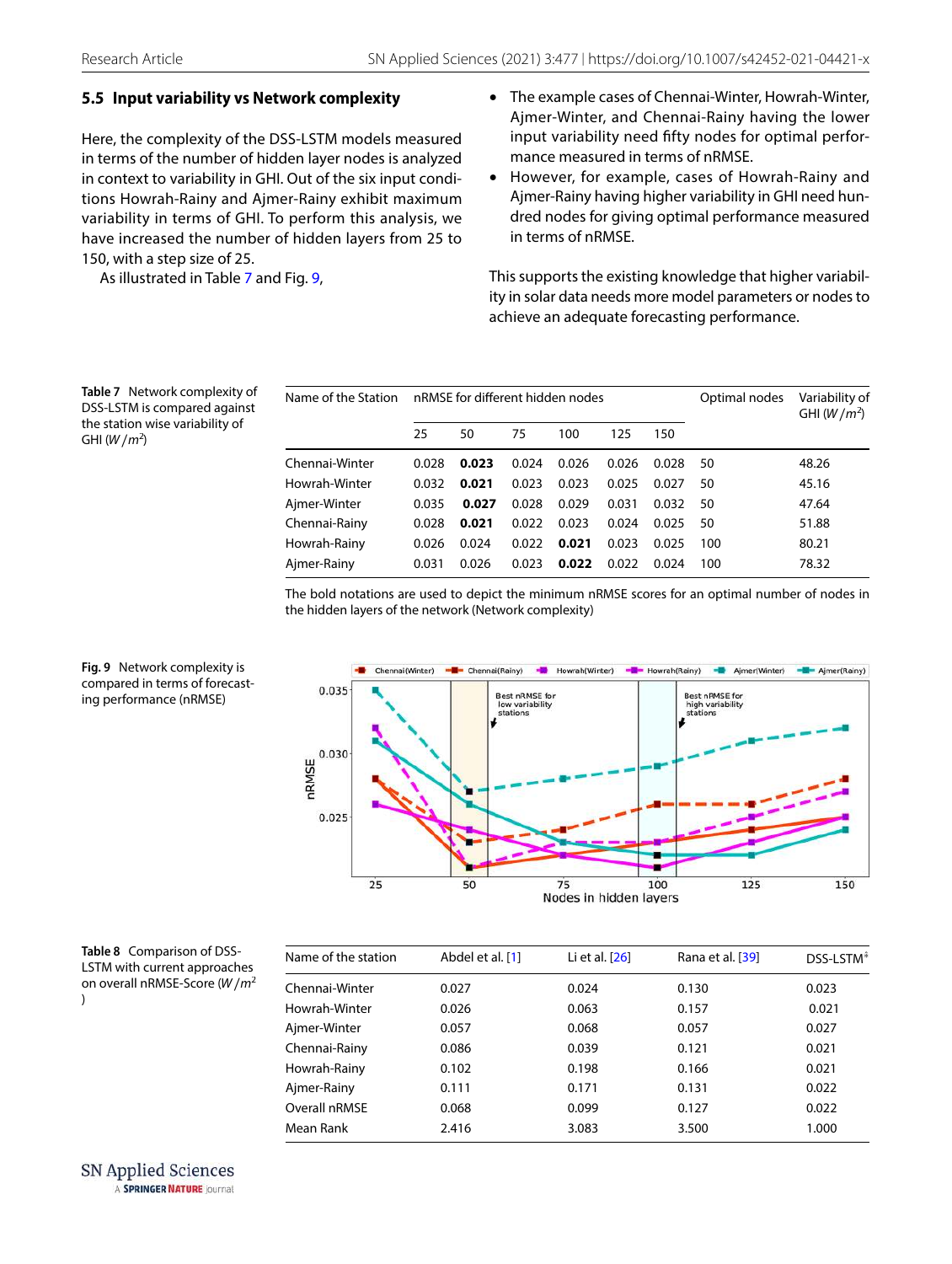### 5.5 Input variability vs Network complexity

Here, the complexity of the DSS-LSTM models measured in terms of the number of hidden layer nodes is analyzed in context to variability in GHI. Out of the six input conditions Howrah-Rainy and Ajmer-Rainy exhibit maximum variability in terms of GHI. To perform this analysis, we have increased the number of hidden layers from 25 to 150, with a step size of 25.

As illustrated in Table 7 and Fig. 9,

- The example cases of Chennai-Winter, Howrah-Winter, Ajmer-Winter, and Chennai-Rainy having the lower input variability need fifty nodes for optimal performance measured in terms of nRMSE.
- However, for example, cases of Howrah-Rainy and Ajmer-Rainy having higher variability in GHI need hundred nodes for giving optimal performance measured in terms of nRMSE.

This supports the existing knowledge that higher variability in solar data needs more model parameters or nodes to achieve an adequate forecasting performance.

**Table 7** Network complexity of DSS-LSTM is compared against the station wise variability of GHI ($W/m^2$)

| Name of the Station | nRMSE for different hidden nodes | | | | | | Optimal nodes | Variability of GHI ($W/m^2$) |
|---|---|---|---|---|---|---|---|---|
| | 25 | 50 | 75 | 100 | 125 | 150 | | |
| Chennai-Winter | 0.028 | **0.023** | 0.024 | 0.026 | 0.026 | 0.028 | 50 | 48.26 |
| Howrah-Winter | 0.032 | **0.021** | 0.023 | 0.023 | 0.025 | 0.027 | 50 | 45.16 |
| Ajmer-Winter | 0.035 | **0.027** | 0.028 | 0.029 | 0.031 | 0.032 | 50 | 47.64 |
| Chennai-Rainy | 0.028 | **0.021** | 0.022 | 0.023 | 0.024 | 0.025 | 50 | 51.88 |
| Howrah-Rainy | 0.026 | 0.024 | 0.022 | **0.021** | 0.023 | 0.025 | 100 | 80.21 |
| Ajmer-Rainy | 0.031 | 0.026 | 0.023 | **0.022** | 0.022 | 0.024 | 100 | 78.32 |

The bold notations are used to depict the minimum nRMSE scores for an optimal number of nodes in the hidden layers of the network (Network complexity)

**Fig. 9** Network complexity is compared in terms of forecasting performance (nRMSE)

**Table 8** Comparison of DSS-LSTM with current approaches on overall nRMSE-Score ($W/m^2$)

| Name of the station | Abdel et al. [1] | Li et al. [26] | Rana et al. [39] | DSS-LSTM* |
|---|---|---|---|---|
| Chennai-Winter | 0.027 | 0.024 | 0.130 | 0.023 |
| Howrah-Winter | 0.026 | 0.063 | 0.157 | 0.021 |
| Ajmer-Winter | 0.057 | 0.068 | 0.057 | 0.027 |
| Chennai-Rainy | 0.086 | 0.039 | 0.121 | 0.021 |
| Howrah-Rainy | 0.102 | 0.198 | 0.166 | 0.021 |
| Ajmer-Rainy | 0.111 | 0.171 | 0.131 | 0.022 |
| Overall nRMSE | 0.068 | 0.099 | 0.127 | 0.022 |
| Mean Rank | 2.416 | 3.083 | 3.500 | 1.000 |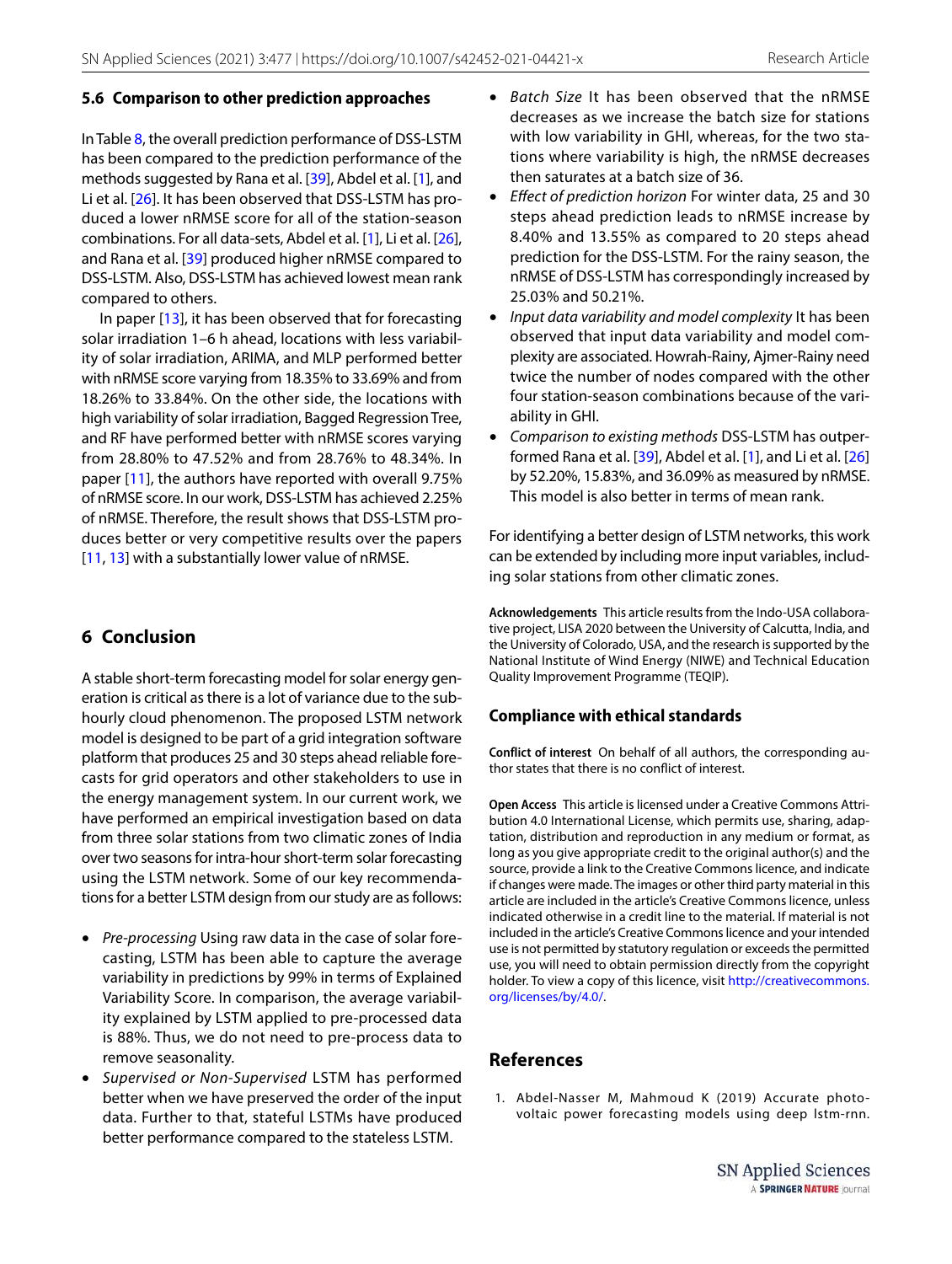### 5.6 Comparison to other prediction approaches

In Table 8, the overall prediction performance of DSS-LSTM has been compared to the prediction performance of the methods suggested by Rana et al. [39], Abdel et al. [1], and Li et al. [26]. It has been observed that DSS-LSTM has produced a lower nRMSE score for all of the station-season combinations. For all data-sets, Abdel et al. [1], Li et al. [26], and Rana et al. [39] produced higher nRMSE compared to DSS-LSTM. Also, DSS-LSTM has achieved lowest mean rank compared to others.

In paper [13], it has been observed that for forecasting solar irradiation 1–6 h ahead, locations with less variability of solar irradiation, ARIMA, and MLP performed better with nRMSE score varying from 18.35% to 33.69% and from 18.26% to 33.84%. On the other side, the locations with high variability of solar irradiation, Bagged Regression Tree, and RF have performed better with nRMSE scores varying from 28.80% to 47.52% and from 28.76% to 48.34%. In paper [11], the authors have reported with overall 9.75% of nRMSE score. In our work, DSS-LSTM has achieved 2.25% of nRMSE. Therefore, the result shows that DSS-LSTM produces better or very competitive results over the papers [11, 13] with a substantially lower value of nRMSE.

## 6 Conclusion

A stable short-term forecasting model for solar energy generation is critical as there is a lot of variance due to the sub-hourly cloud phenomenon. The proposed LSTM network model is designed to be part of a grid integration software platform that produces 25 and 30 steps ahead reliable forecasts for grid operators and other stakeholders to use in the energy management system. In our current work, we have performed an empirical investigation based on data from three solar stations from two climatic zones of India over two seasons for intra-hour short-term solar forecasting using the LSTM network. Some of our key recommendations for a better LSTM design from our study are as follows:

- *Pre-processing* Using raw data in the case of solar forecasting, LSTM has been able to capture the average variability in predictions by 99% in terms of Explained Variability Score. In comparison, the average variability explained by LSTM applied to pre-processed data is 88%. Thus, we do not need to pre-process data to remove seasonality.
- *Supervised or Non-Supervised* LSTM has performed better when we have preserved the order of the input data. Further to that, stateful LSTMs have produced better performance compared to the stateless LSTM.
- *Batch Size* It has been observed that the nRMSE decreases as we increase the batch size for stations with low variability in GHI, whereas, for the two stations where variability is high, the nRMSE decreases then saturates at a batch size of 36.
- *Effect of prediction horizon* For winter data, 25 and 30 steps ahead prediction leads to nRMSE increase by 8.40% and 13.55% as compared to 20 steps ahead prediction for the DSS-LSTM. For the rainy season, the nRMSE of DSS-LSTM has correspondingly increased by 25.03% and 50.21%.
- *Input data variability and model complexity* It has been observed that input data variability and model complexity are associated. Howrah-Rainy, Ajmer-Rainy need twice the number of nodes compared with the other four station-season combinations because of the variability in GHI.
- *Comparison to existing methods* DSS-LSTM has outperformed Rana et al. [39], Abdel et al. [1], and Li et al. [26] by 52.20%, 15.83%, and 36.09% as measured by nRMSE. This model is also better in terms of mean rank.

For identifying a better design of LSTM networks, this work can be extended by including more input variables, including solar stations from other climatic zones.

**Acknowledgements** This article results from the Indo-USA collaborative project, LISA 2020 between the University of Calcutta, India, and the University of Colorado, USA, and the research is supported by the National Institute of Wind Energy (NIWE) and Technical Education Quality Improvement Programme (TEQIP).

### Compliance with ethical standards

**Conflict of interest** On behalf of all authors, the corresponding author states that there is no conflict of interest.

**Open Access** This article is licensed under a Creative Commons Attribution 4.0 International License, which permits use, sharing, adaptation, distribution and reproduction in any medium or format, as long as you give appropriate credit to the original author(s) and the source, provide a link to the Creative Commons licence, and indicate if changes were made. The images or other third party material in this article are included in the article's Creative Commons licence, unless indicated otherwise in a credit line to the material. If material is not included in the article's Creative Commons licence and your intended use is not permitted by statutory regulation or exceeds the permitted use, you will need to obtain permission directly from the copyright holder. To view a copy of this licence, visit http://creativecommons.org/licenses/by/4.0/.

## References

1. Abdel-Nasser M, Mahmoud K (2019) Accurate photovoltaic power forecasting models using deep lstm-rnn.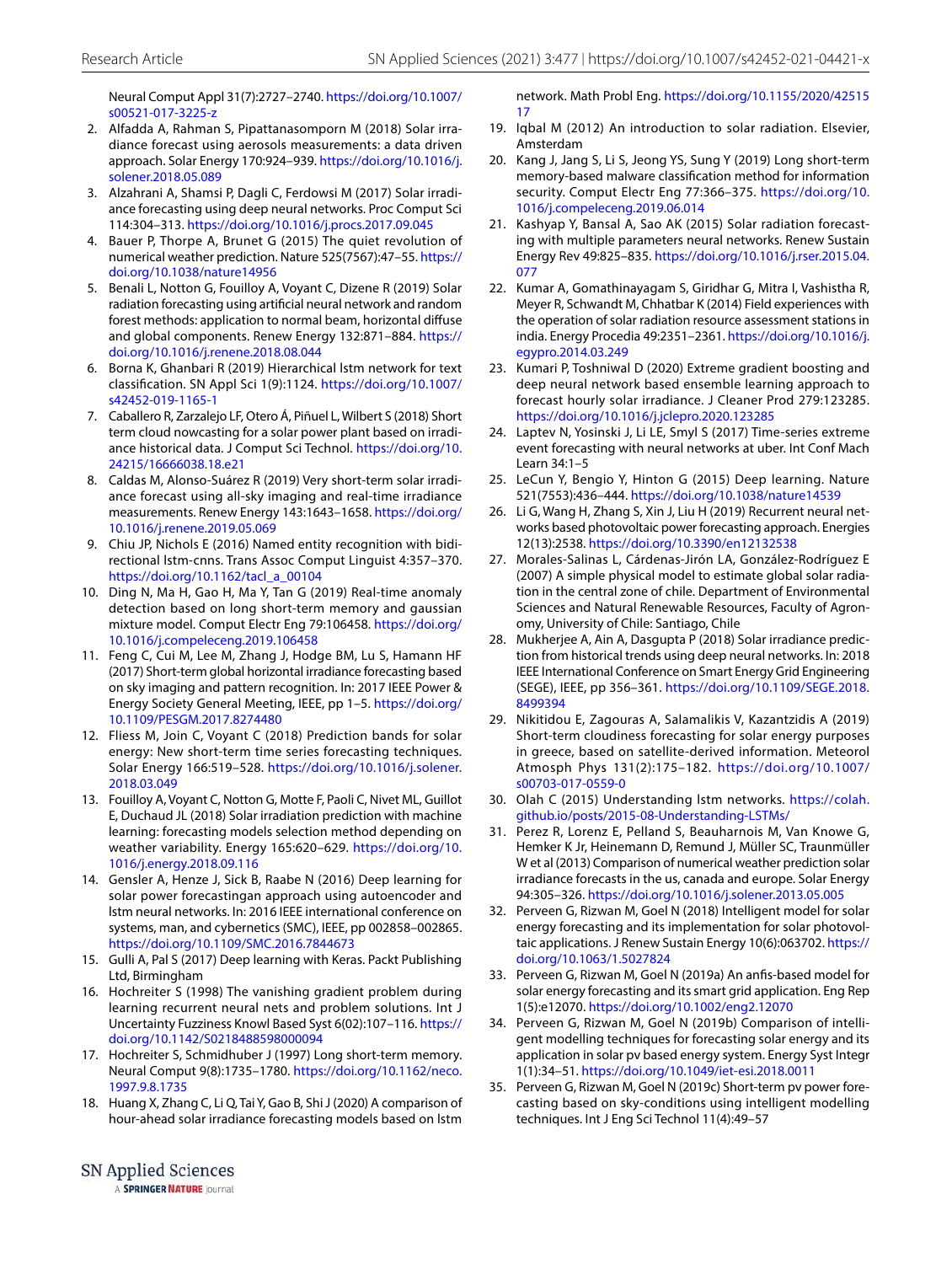Neural Comput Appl 31(7):2727–2740. https://doi.org/10.1007/s00521-017-3225-z

2. Alfadda A, Rahman S, Pipattanasomporn M (2018) Solar irradiance forecast using aerosols measurements: a data driven approach. Solar Energy 170:924–939. https://doi.org/10.1016/j.solener.2018.05.089
3. Alzahrani A, Shamsi P, Dagli C, Ferdowsi M (2017) Solar irradiance forecasting using deep neural networks. Proc Comput Sci 114:304–313. https://doi.org/10.1016/j.procs.2017.09.045
4. Bauer P, Thorpe A, Brunet G (2015) The quiet revolution of numerical weather prediction. Nature 525(7567):47–55. https://doi.org/10.1038/nature14956
5. Benali L, Notton G, Fouilloy A, Voyant C, Dizene R (2019) Solar radiation forecasting using artificial neural network and random forest methods: application to normal beam, horizontal diffuse and global components. Renew Energy 132:871–884. https://doi.org/10.1016/j.renene.2018.08.044
6. Borna K, Ghanbari R (2019) Hierarchical lstm network for text classification. SN Appl Sci 1(9):1124. https://doi.org/10.1007/s42452-019-1165-1
7. Caballero R, Zarzalejo LF, Otero Á, Piñuel L, Wilbert S (2018) Short term cloud nowcasting for a solar power plant based on irradiance historical data. J Comput Sci Technol. https://doi.org/10.24215/16666038.18.e21
8. Caldas M, Alonso-Suárez R (2019) Very short-term solar irradiance forecast using all-sky imaging and real-time irradiance measurements. Renew Energy 143:1643–1658. https://doi.org/10.1016/j.renene.2019.05.069
9. Chiu JP, Nichols E (2016) Named entity recognition with bidirectional lstm-cnns. Trans Assoc Comput Linguist 4:357–370. https://doi.org/10.1162/tacl_a_00104
10. Ding N, Ma H, Gao H, Ma Y, Tan G (2019) Real-time anomaly detection based on long short-term memory and gaussian mixture model. Comput Electr Eng 79:106458. https://doi.org/10.1016/j.compeleceng.2019.106458
11. Feng C, Cui M, Lee M, Zhang J, Hodge BM, Lu S, Hamann HF (2017) Short-term global horizontal irradiance forecasting based on sky imaging and pattern recognition. In: 2017 IEEE Power & Energy Society General Meeting, IEEE, pp 1–5. https://doi.org/10.1109/PESGM.2017.8274480
12. Fliess M, Join C, Voyant C (2018) Prediction bands for solar energy: New short-term time series forecasting techniques. Solar Energy 166:519–528. https://doi.org/10.1016/j.solener.2018.03.049
13. Fouilloy A, Voyant C, Notton G, Motte F, Paoli C, Nivet ML, Guillot E, Duchaud JL (2018) Solar irradiation prediction with machine learning: forecasting models selection method depending on weather variability. Energy 165:620–629. https://doi.org/10.1016/j.energy.2018.09.116
14. Gensler A, Henze J, Sick B, Raabe N (2016) Deep learning for solar power forecastingan approach using autoencoder and lstm neural networks. In: 2016 IEEE international conference on systems, man, and cybernetics (SMC), IEEE, pp 002858–002865. https://doi.org/10.1109/SMC.2016.7844673
15. Gulli A, Pal S (2017) Deep learning with Keras. Packt Publishing Ltd, Birmingham
16. Hochreiter S (1998) The vanishing gradient problem during learning recurrent neural nets and problem solutions. Int J Uncertainty Fuzziness Knowl Based Syst 6(02):107–116. https://doi.org/10.1142/S0218488598000094
17. Hochreiter S, Schmidhuber J (1997) Long short-term memory. Neural Comput 9(8):1735–1780. https://doi.org/10.1162/neco.1997.9.8.1735
18. Huang X, Zhang C, Li Q, Tai Y, Gao B, Shi J (2020) A comparison of hour-ahead solar irradiance forecasting models based on lstm network. Math Probl Eng. https://doi.org/10.1155/2020/4251517
19. Iqbal M (2012) An introduction to solar radiation. Elsevier, Amsterdam
20. Kang J, Jang S, Li S, Jeong YS, Sung Y (2019) Long short-term memory-based malware classification method for information security. Comput Electr Eng 77:366–375. https://doi.org/10.1016/j.compeleceng.2019.06.014
21. Kashyap Y, Bansal A, Sao AK (2015) Solar radiation forecasting with multiple parameters neural networks. Renew Sustain Energy Rev 49:825–835. https://doi.org/10.1016/j.rser.2015.04.077
22. Kumar A, Gomathinayagam S, Giridhar G, Mitra I, Vashistha R, Meyer R, Schwandt M, Chhatbar K (2014) Field experiences with the operation of solar radiation resource assessment stations in india. Energy Procedia 49:2351–2361. https://doi.org/10.1016/j.egypro.2014.03.249
23. Kumari P, Toshniwal D (2020) Extreme gradient boosting and deep neural network based ensemble learning approach to forecast hourly solar irradiance. J Cleaner Prod 279:123285. https://doi.org/10.1016/j.jclepro.2020.123285
24. Laptev N, Yosinski J, Li LE, Smyl S (2017) Time-series extreme event forecasting with neural networks at uber. Int Conf Mach Learn 34:1–5
25. LeCun Y, Bengio Y, Hinton G (2015) Deep learning. Nature 521(7553):436–444. https://doi.org/10.1038/nature14539
26. Li G, Wang H, Zhang S, Xin J, Liu H (2019) Recurrent neural networks based photovoltaic power forecasting approach. Energies 12(13):2538. https://doi.org/10.3390/en12132538
27. Morales-Salinas L, Cárdenas-Jirón LA, González-Rodríguez E (2007) A simple physical model to estimate global solar radiation in the central zone of chile. Department of Environmental Sciences and Natural Renewable Resources, Faculty of Agronomy, University of Chile: Santiago, Chile
28. Mukherjee A, Ain A, Dasgupta P (2018) Solar irradiance prediction from historical trends using deep neural networks. In: 2018 IEEE International Conference on Smart Energy Grid Engineering (SEGE), IEEE, pp 356–361. https://doi.org/10.1109/SEGE.2018.8499394
29. Nikitidou E, Zagouras A, Salamalikis V, Kazantzidis A (2019) Short-term cloudiness forecasting for solar energy purposes in greece, based on satellite-derived information. Meteorol Atmosph Phys 131(2):175–182. https://doi.org/10.1007/s00703-017-0559-0
30. Olah C (2015) Understanding lstm networks. https://colah.github.io/posts/2015-08-Understanding-LSTMs/
31. Perez R, Lorenz E, Pelland S, Beauharnois M, Van Knowe G, Hemker K Jr, Heinemann D, Remund J, Müller SC, Traunmüller W et al (2013) Comparison of numerical weather prediction solar irradiance forecasts in the us, canada and europe. Solar Energy 94:305–326. https://doi.org/10.1016/j.solener.2013.05.005
32. Perveen G, Rizwan M, Goel N (2018) Intelligent model for solar energy forecasting and its implementation for solar photovoltaic applications. J Renew Sustain Energy 10(6):063702. https://doi.org/10.1063/1.5027824
33. Perveen G, Rizwan M, Goel N (2019a) An anfis-based model for solar energy forecasting and its smart grid application. Eng Rep 1(5):e12070. https://doi.org/10.1002/eng2.12070
34. Perveen G, Rizwan M, Goel N (2019b) Comparison of intelligent modelling techniques for forecasting solar energy and its application in solar pv based energy system. Energy Syst Integr 1(1):34–51. https://doi.org/10.1049/iet-esi.2018.0011
35. Perveen G, Rizwan M, Goel N (2019c) Short-term pv power forecasting based on sky-conditions using intelligent modelling techniques. Int J Eng Sci Technol 11(4):49–57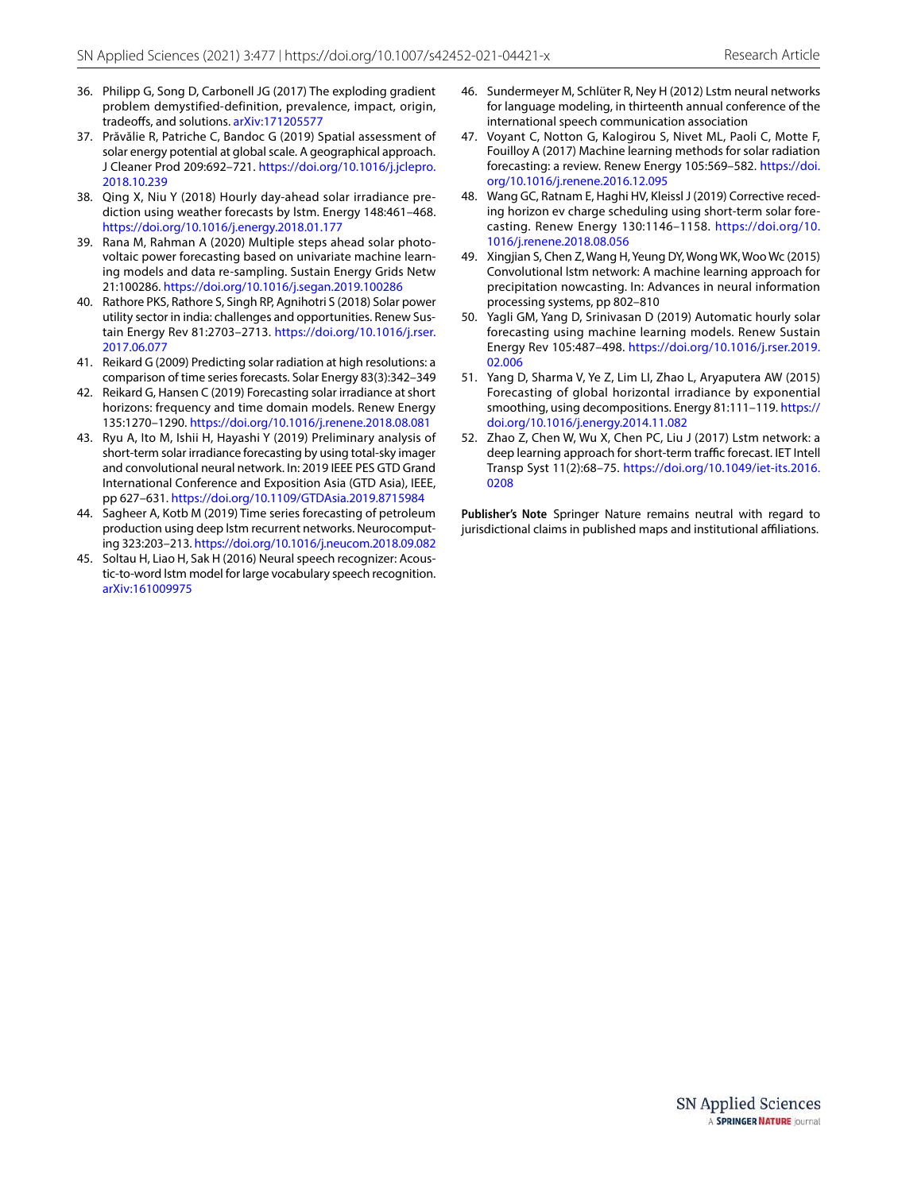36. Philipp G, Song D, Carbonell JG (2017) The exploding gradient problem demystified-definition, prevalence, impact, origin, tradeoffs, and solutions. arXiv:171205577
37. Prăvălie R, Patriche C, Bandoc G (2019) Spatial assessment of solar energy potential at global scale. A geographical approach. J Cleaner Prod 209:692–721. https://doi.org/10.1016/j.jclepro.2018.10.239
38. Qing X, Niu Y (2018) Hourly day-ahead solar irradiance prediction using weather forecasts by lstm. Energy 148:461–468. https://doi.org/10.1016/j.energy.2018.01.177
39. Rana M, Rahman A (2020) Multiple steps ahead solar photovoltaic power forecasting based on univariate machine learning models and data re-sampling. Sustain Energy Grids Netw 21:100286. https://doi.org/10.1016/j.segan.2019.100286
40. Rathore PKS, Rathore S, Singh RP, Agnihotri S (2018) Solar power utility sector in india: challenges and opportunities. Renew Sustain Energy Rev 81:2703–2713. https://doi.org/10.1016/j.rser.2017.06.077
41. Reikard G (2009) Predicting solar radiation at high resolutions: a comparison of time series forecasts. Solar Energy 83(3):342–349
42. Reikard G, Hansen C (2019) Forecasting solar irradiance at short horizons: frequency and time domain models. Renew Energy 135:1270–1290. https://doi.org/10.1016/j.renene.2018.08.081
43. Ryu A, Ito M, Ishii H, Hayashi Y (2019) Preliminary analysis of short-term solar irradiance forecasting by using total-sky imager and convolutional neural network. In: 2019 IEEE PES GTD Grand International Conference and Exposition Asia (GTD Asia), IEEE, pp 627–631. https://doi.org/10.1109/GTDAsia.2019.8715984
44. Sagheer A, Kotb M (2019) Time series forecasting of petroleum production using deep lstm recurrent networks. Neurocomputing 323:203–213. https://doi.org/10.1016/j.neucom.2018.09.082
45. Soltau H, Liao H, Sak H (2016) Neural speech recognizer: Acoustic-to-word lstm model for large vocabulary speech recognition. arXiv:161009975
46. Sundermeyer M, Schlüter R, Ney H (2012) Lstm neural networks for language modeling, in thirteenth annual conference of the international speech communication association
47. Voyant C, Notton G, Kalogirou S, Nivet ML, Paoli C, Motte F, Fouilloy A (2017) Machine learning methods for solar radiation forecasting: a review. Renew Energy 105:569–582. https://doi.org/10.1016/j.renene.2016.12.095
48. Wang GC, Ratnam E, Haghi HV, Kleissl J (2019) Corrective receding horizon ev charge scheduling using short-term solar forecasting. Renew Energy 130:1146–1158. https://doi.org/10.1016/j.renene.2018.08.056
49. Xingjian S, Chen Z, Wang H, Yeung DY, Wong WK, Woo Wc (2015) Convolutional lstm network: A machine learning approach for precipitation nowcasting. In: Advances in neural information processing systems, pp 802–810
50. Yagli GM, Yang D, Srinivasan D (2019) Automatic hourly solar forecasting using machine learning models. Renew Sustain Energy Rev 105:487–498. https://doi.org/10.1016/j.rser.2019.02.006
51. Yang D, Sharma V, Ye Z, Lim LI, Zhao L, Aryaputera AW (2015) Forecasting of global horizontal irradiance by exponential smoothing, using decompositions. Energy 81:111–119. https://doi.org/10.1016/j.energy.2014.11.082
52. Zhao Z, Chen W, Wu X, Chen PC, Liu J (2017) Lstm network: a deep learning approach for short-term traffic forecast. IET Intell Transp Syst 11(2):68–75. https://doi.org/10.1049/iet-its.2016.0208

**Publisher's Note** Springer Nature remains neutral with regard to jurisdictional claims in published maps and institutional affiliations.